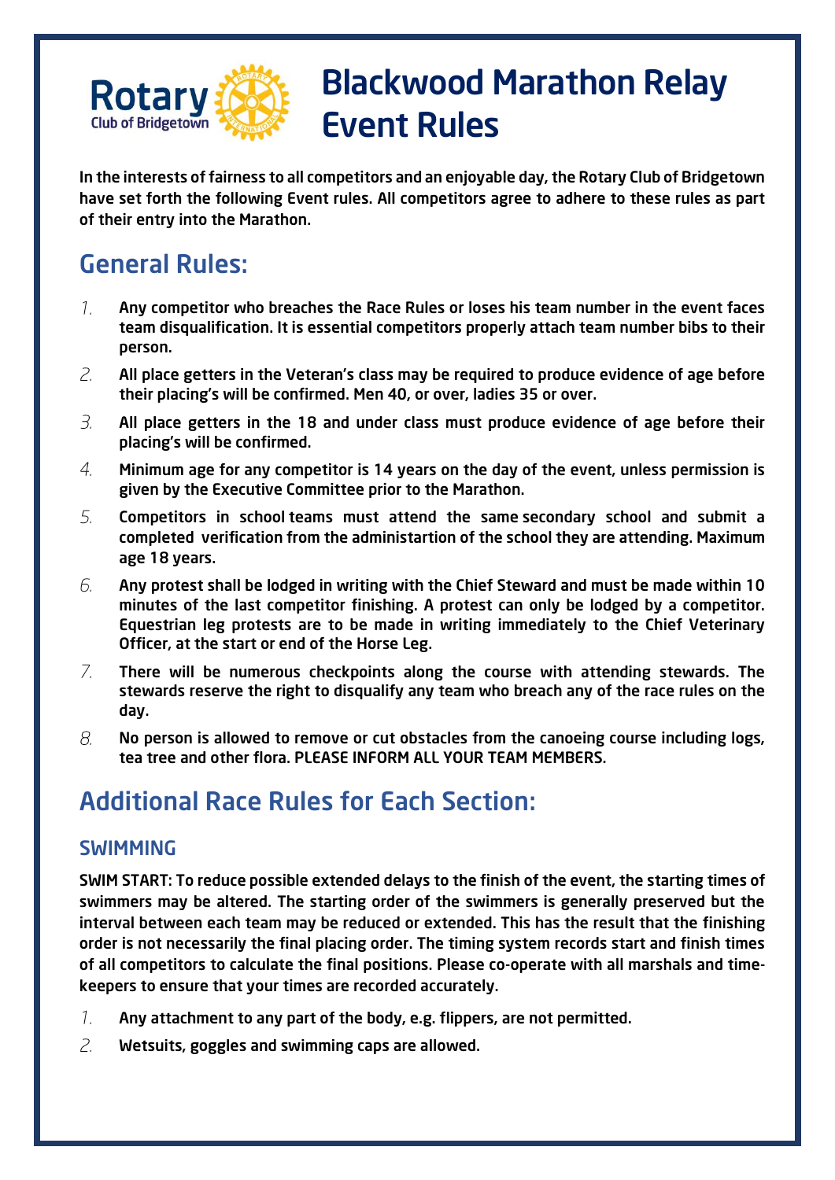Rotary Club of Bridgetown

# Blackwood Marathon Relay Event Rules

In the interests of fairness to all competitors and an enjoyable day, the Rotary Club of Bridgetown have set forth the following Event rules. All competitors agree to adhere to these rules as part of their entry into the Marathon.

## General Rules:

1. Any competitor who breaches the Race Rules or loses his team number in the event faces team disqualification. It is essential competitors properly attach team number bibs to their person.
2. All place getters in the Veteran's class may be required to produce evidence of age before their placing's will be confirmed. Men 40, or over, ladies 35 or over.
3. All place getters in the 18 and under class must produce evidence of age before their placing's will be confirmed.
4. Minimum age for any competitor is 14 years on the day of the event, unless permission is given by the Executive Committee prior to the Marathon.
5. Competitors in school teams must attend the same secondary school and submit a completed verification from the administartion of the school they are attending. Maximum age 18 years.
6. Any protest shall be lodged in writing with the Chief Steward and must be made within 10 minutes of the last competitor finishing. A protest can only be lodged by a competitor. Equestrian leg protests are to be made in writing immediately to the Chief Veterinary Officer, at the start or end of the Horse Leg.
7. There will be numerous checkpoints along the course with attending stewards. The stewards reserve the right to disqualify any team who breach any of the race rules on the day.
8. No person is allowed to remove or cut obstacles from the canoeing course including logs, tea tree and other flora. PLEASE INFORM ALL YOUR TEAM MEMBERS.

## Additional Race Rules for Each Section:

### SWIMMING

SWIM START: To reduce possible extended delays to the finish of the event, the starting times of swimmers may be altered. The starting order of the swimmers is generally preserved but the interval between each team may be reduced or extended. This has the result that the finishing order is not necessarily the final placing order. The timing system records start and finish times of all competitors to calculate the final positions. Please co-operate with all marshals and time-keepers to ensure that your times are recorded accurately.

1. Any attachment to any part of the body, e.g. flippers, are not permitted.
2. Wetsuits, goggles and swimming caps are allowed.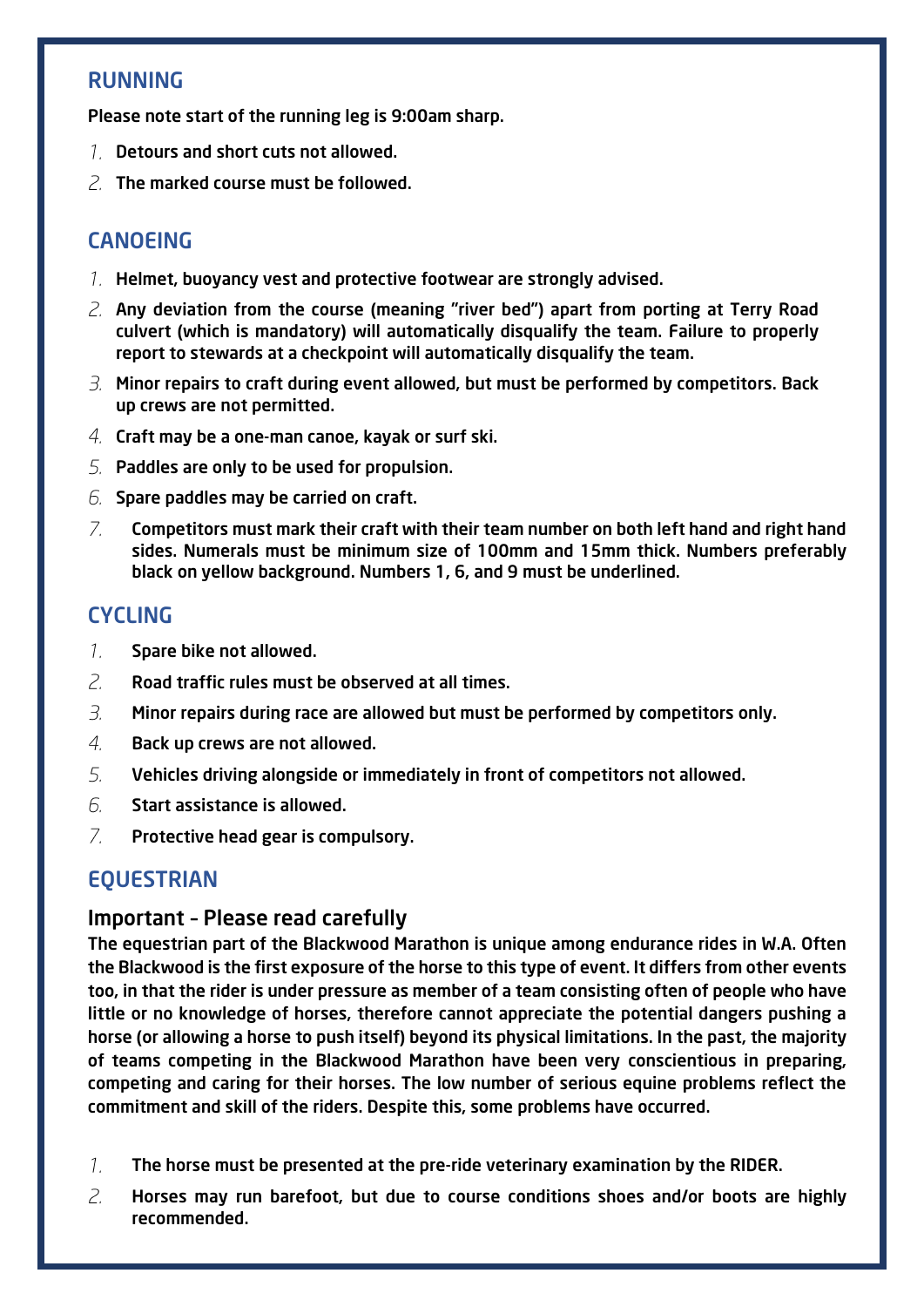## RUNNING

Please note start of the running leg is 9:00am sharp.

1. Detours and short cuts not allowed.
2. The marked course must be followed.

## CANOEING

1. Helmet, buoyancy vest and protective footwear are strongly advised.
2. Any deviation from the course (meaning "river bed") apart from porting at Terry Road culvert (which is mandatory) will automatically disqualify the team. Failure to properly report to stewards at a checkpoint will automatically disqualify the team.
3. Minor repairs to craft during event allowed, but must be performed by competitors. Back up crews are not permitted.
4. Craft may be a one-man canoe, kayak or surf ski.
5. Paddles are only to be used for propulsion.
6. Spare paddles may be carried on craft.
7. Competitors must mark their craft with their team number on both left hand and right hand sides. Numerals must be minimum size of 100mm and 15mm thick. Numbers preferably black on yellow background. Numbers 1, 6, and 9 must be underlined.

## CYCLING

1. Spare bike not allowed.
2. Road traffic rules must be observed at all times.
3. Minor repairs during race are allowed but must be performed by competitors only.
4. Back up crews are not allowed.
5. Vehicles driving alongside or immediately in front of competitors not allowed.
6. Start assistance is allowed.
7. Protective head gear is compulsory.

## EQUESTRIAN

### Important – Please read carefully

The equestrian part of the Blackwood Marathon is unique among endurance rides in W.A. Often the Blackwood is the first exposure of the horse to this type of event. It differs from other events too, in that the rider is under pressure as member of a team consisting often of people who have little or no knowledge of horses, therefore cannot appreciate the potential dangers pushing a horse (or allowing a horse to push itself) beyond its physical limitations. In the past, the majority of teams competing in the Blackwood Marathon have been very conscientious in preparing, competing and caring for their horses. The low number of serious equine problems reflect the commitment and skill of the riders. Despite this, some problems have occurred.

1. The horse must be presented at the pre-ride veterinary examination by the RIDER.
2. Horses may run barefoot, but due to course conditions shoes and/or boots are highly recommended.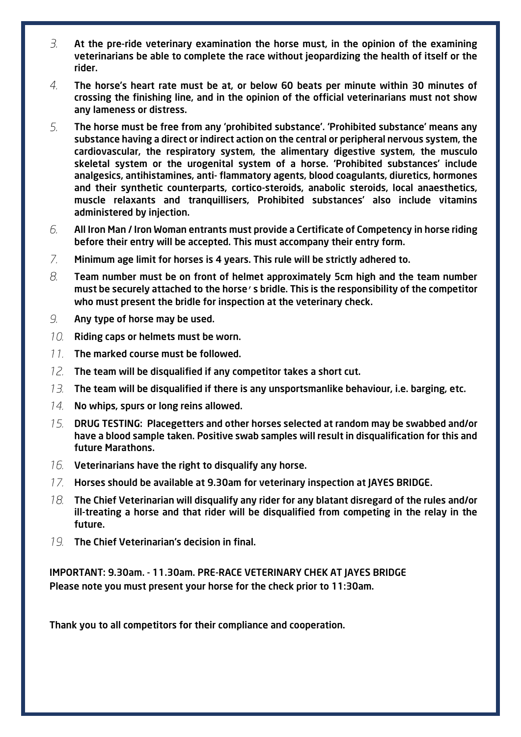3. At the pre-ride veterinary examination the horse must, in the opinion of the examining veterinarians be able to complete the race without jeopardizing the health of itself or the rider.
4. The horse's heart rate must be at, or below 60 beats per minute within 30 minutes of crossing the finishing line, and in the opinion of the official veterinarians must not show any lameness or distress.
5. The horse must be free from any 'prohibited substance'. 'Prohibited substance' means any substance having a direct or indirect action on the central or peripheral nervous system, the cardiovascular, the respiratory system, the alimentary digestive system, the musculo skeletal system or the urogenital system of a horse. 'Prohibited substances' include analgesics, antihistamines, anti- flammatory agents, blood coagulants, diuretics, hormones and their synthetic counterparts, cortico-steroids, anabolic steroids, local anaesthetics, muscle relaxants and tranquillisers, Prohibited substances' also include vitamins administered by injection.
6. All Iron Man / Iron Woman entrants must provide a Certificate of Competency in horse riding before their entry will be accepted. This must accompany their entry form.
7. Minimum age limit for horses is 4 years. This rule will be strictly adhered to.
8. Team number must be on front of helmet approximately 5cm high and the team number must be securely attached to the horse's bridle. This is the responsibility of the competitor who must present the bridle for inspection at the veterinary check.
9. Any type of horse may be used.
10. Riding caps or helmets must be worn.
11. The marked course must be followed.
12. The team will be disqualified if any competitor takes a short cut.
13. The team will be disqualified if there is any unsportsmanlike behaviour, i.e. barging, etc.
14. No whips, spurs or long reins allowed.
15. DRUG TESTING: Placegetters and other horses selected at random may be swabbed and/or have a blood sample taken. Positive swab samples will result in disqualification for this and future Marathons.
16. Veterinarians have the right to disqualify any horse.
17. Horses should be available at 9.30am for veterinary inspection at JAYES BRIDGE.
18. The Chief Veterinarian will disqualify any rider for any blatant disregard of the rules and/or ill-treating a horse and that rider will be disqualified from competing in the relay in the future.
19. The Chief Veterinarian's decision in final.

IMPORTANT: 9.30am. - 11.30am. PRE-RACE VETERINARY CHEK AT JAYES BRIDGE
Please note you must present your horse for the check prior to 11:30am.

Thank you to all competitors for their compliance and cooperation.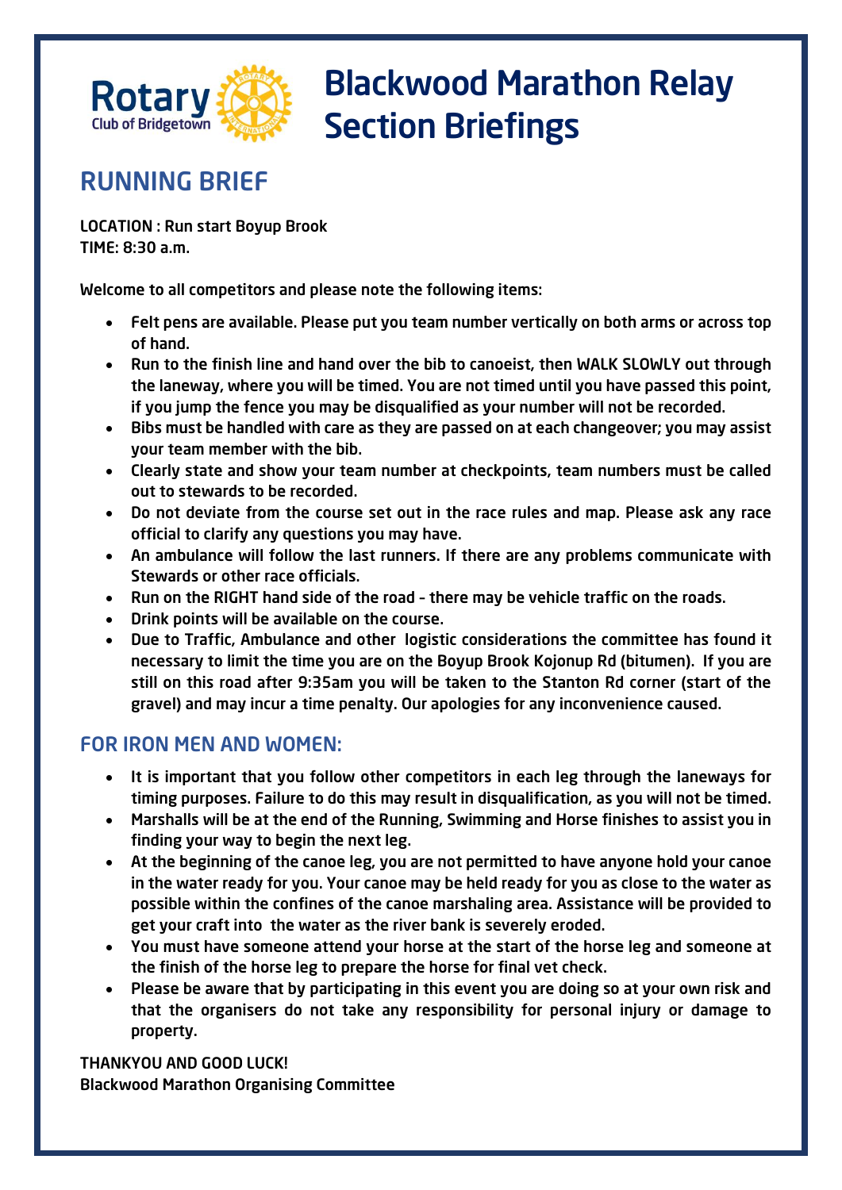Rotary Club of Bridgetown

# Blackwood Marathon Relay Section Briefings

## RUNNING BRIEF

LOCATION : Run start Boyup Brook
TIME: 8:30 a.m.

Welcome to all competitors and please note the following items:

- Felt pens are available. Please put you team number vertically on both arms or across top of hand.
- Run to the finish line and hand over the bib to canoeist, then WALK SLOWLY out through the laneway, where you will be timed. You are not timed until you have passed this point, if you jump the fence you may be disqualified as your number will not be recorded.
- Bibs must be handled with care as they are passed on at each changeover; you may assist your team member with the bib.
- Clearly state and show your team number at checkpoints, team numbers must be called out to stewards to be recorded.
- Do not deviate from the course set out in the race rules and map. Please ask any race official to clarify any questions you may have.
- An ambulance will follow the last runners. If there are any problems communicate with Stewards or other race officials.
- Run on the RIGHT hand side of the road - there may be vehicle traffic on the roads.
- Drink points will be available on the course.
- Due to Traffic, Ambulance and other logistic considerations the committee has found it necessary to limit the time you are on the Boyup Brook Kojonup Rd (bitumen). If you are still on this road after 9:35am you will be taken to the Stanton Rd corner (start of the gravel) and may incur a time penalty. Our apologies for any inconvenience caused.

## FOR IRON MEN AND WOMEN:

- It is important that you follow other competitors in each leg through the laneways for timing purposes. Failure to do this may result in disqualification, as you will not be timed.
- Marshalls will be at the end of the Running, Swimming and Horse finishes to assist you in finding your way to begin the next leg.
- At the beginning of the canoe leg, you are not permitted to have anyone hold your canoe in the water ready for you. Your canoe may be held ready for you as close to the water as possible within the confines of the canoe marshaling area. Assistance will be provided to get your craft into the water as the river bank is severely eroded.
- You must have someone attend your horse at the start of the horse leg and someone at the finish of the horse leg to prepare the horse for final vet check.
- Please be aware that by participating in this event you are doing so at your own risk and that the organisers do not take any responsibility for personal injury or damage to property.

THANKYOU AND GOOD LUCK!
Blackwood Marathon Organising Committee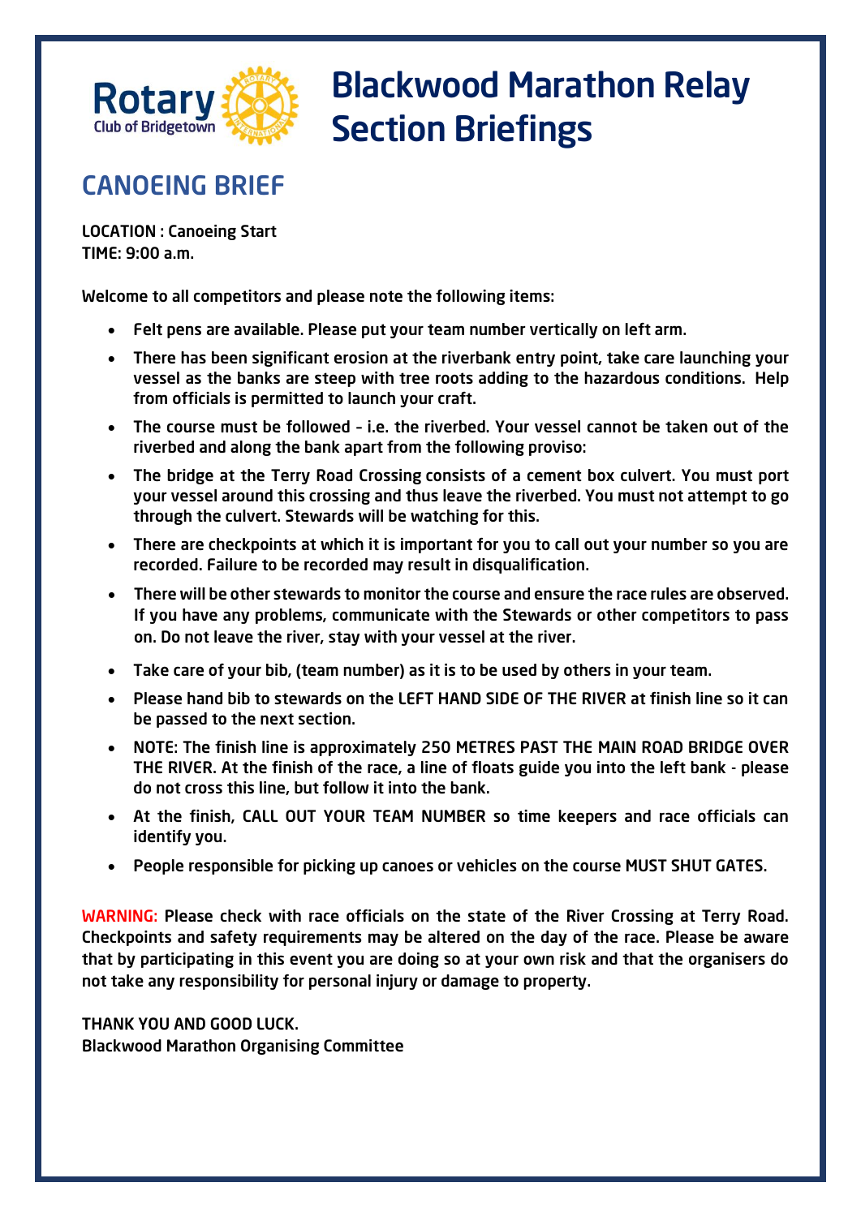Rotary Club of Bridgetown

# Blackwood Marathon Relay Section Briefings

## CANOEING BRIEF

LOCATION : Canoeing Start
TIME: 9:00 a.m.

Welcome to all competitors and please note the following items:

- Felt pens are available. Please put your team number vertically on left arm.
- There has been significant erosion at the riverbank entry point, take care launching your vessel as the banks are steep with tree roots adding to the hazardous conditions. Help from officials is permitted to launch your craft.
- The course must be followed – i.e. the riverbed. Your vessel cannot be taken out of the riverbed and along the bank apart from the following proviso:
- The bridge at the Terry Road Crossing consists of a cement box culvert. You must port your vessel around this crossing and thus leave the riverbed. You must not attempt to go through the culvert. Stewards will be watching for this.
- There are checkpoints at which it is important for you to call out your number so you are recorded. Failure to be recorded may result in disqualification.
- There will be other stewards to monitor the course and ensure the race rules are observed. If you have any problems, communicate with the Stewards or other competitors to pass on. Do not leave the river, stay with your vessel at the river.
- Take care of your bib, (team number) as it is to be used by others in your team.
- Please hand bib to stewards on the LEFT HAND SIDE OF THE RIVER at finish line so it can be passed to the next section.
- NOTE: The finish line is approximately 250 METRES PAST THE MAIN ROAD BRIDGE OVER THE RIVER. At the finish of the race, a line of floats guide you into the left bank - please do not cross this line, but follow it into the bank.
- At the finish, CALL OUT YOUR TEAM NUMBER so time keepers and race officials can identify you.
- People responsible for picking up canoes or vehicles on the course MUST SHUT GATES.

WARNING: Please check with race officials on the state of the River Crossing at Terry Road. Checkpoints and safety requirements may be altered on the day of the race. Please be aware that by participating in this event you are doing so at your own risk and that the organisers do not take any responsibility for personal injury or damage to property.

THANK YOU AND GOOD LUCK.
Blackwood Marathon Organising Committee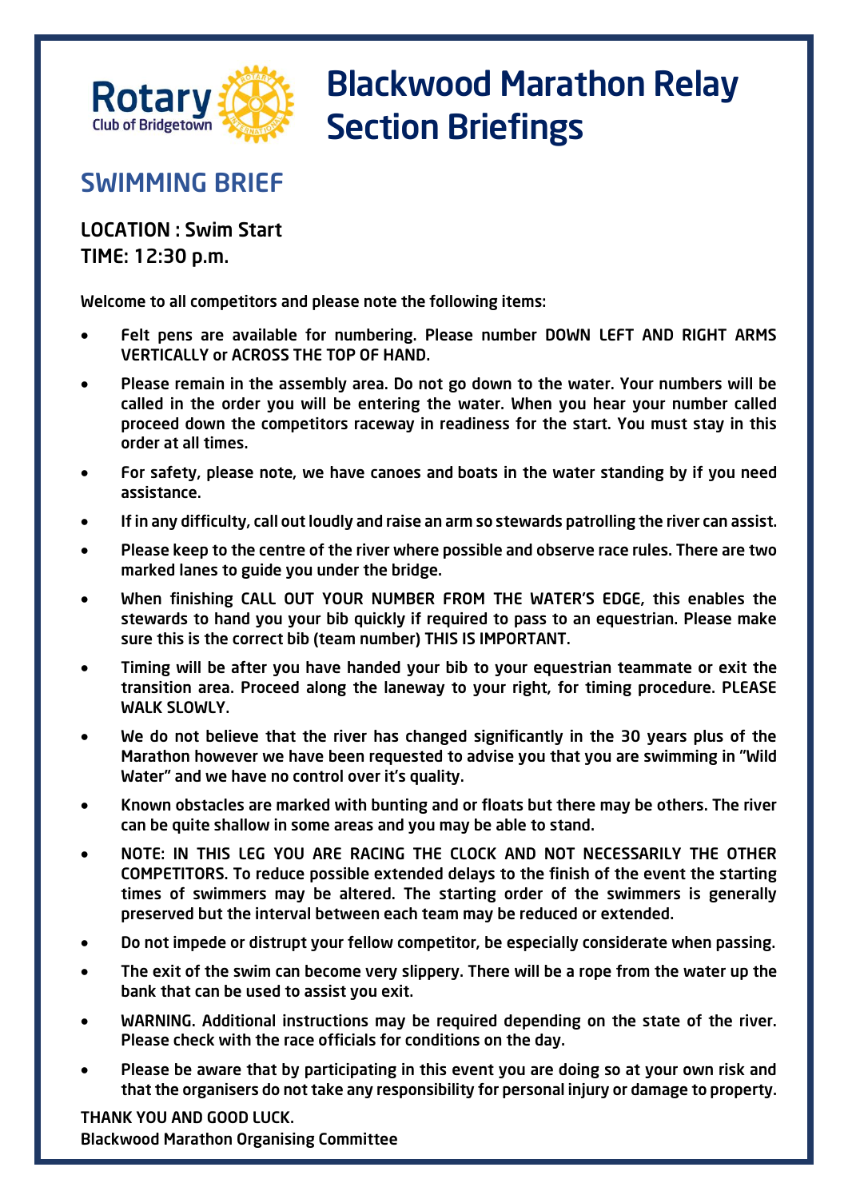Rotary Club of Bridgetown

# Blackwood Marathon Relay Section Briefings

## SWIMMING BRIEF

LOCATION : Swim Start
TIME: 12:30 p.m.

Welcome to all competitors and please note the following items:

- Felt pens are available for numbering. Please number DOWN LEFT AND RIGHT ARMS VERTICALLY or ACROSS THE TOP OF HAND.
- Please remain in the assembly area. Do not go down to the water. Your numbers will be called in the order you will be entering the water. When you hear your number called proceed down the competitors raceway in readiness for the start. You must stay in this order at all times.
- For safety, please note, we have canoes and boats in the water standing by if you need assistance.
- If in any difficulty, call out loudly and raise an arm so stewards patrolling the river can assist.
- Please keep to the centre of the river where possible and observe race rules. There are two marked lanes to guide you under the bridge.
- When finishing CALL OUT YOUR NUMBER FROM THE WATER'S EDGE, this enables the stewards to hand you your bib quickly if required to pass to an equestrian. Please make sure this is the correct bib (team number) THIS IS IMPORTANT.
- Timing will be after you have handed your bib to your equestrian teammate or exit the transition area. Proceed along the laneway to your right, for timing procedure. PLEASE WALK SLOWLY.
- We do not believe that the river has changed significantly in the 30 years plus of the Marathon however we have been requested to advise you that you are swimming in "Wild Water" and we have no control over it's quality.
- Known obstacles are marked with bunting and or floats but there may be others. The river can be quite shallow in some areas and you may be able to stand.
- NOTE: IN THIS LEG YOU ARE RACING THE CLOCK AND NOT NECESSARILY THE OTHER COMPETITORS. To reduce possible extended delays to the finish of the event the starting times of swimmers may be altered. The starting order of the swimmers is generally preserved but the interval between each team may be reduced or extended.
- Do not impede or distrupt your fellow competitor, be especially considerate when passing.
- The exit of the swim can become very slippery. There will be a rope from the water up the bank that can be used to assist you exit.
- WARNING. Additional instructions may be required depending on the state of the river. Please check with the race officials for conditions on the day.
- Please be aware that by participating in this event you are doing so at your own risk and that the organisers do not take any responsibility for personal injury or damage to property.

THANK YOU AND GOOD LUCK.
Blackwood Marathon Organising Committee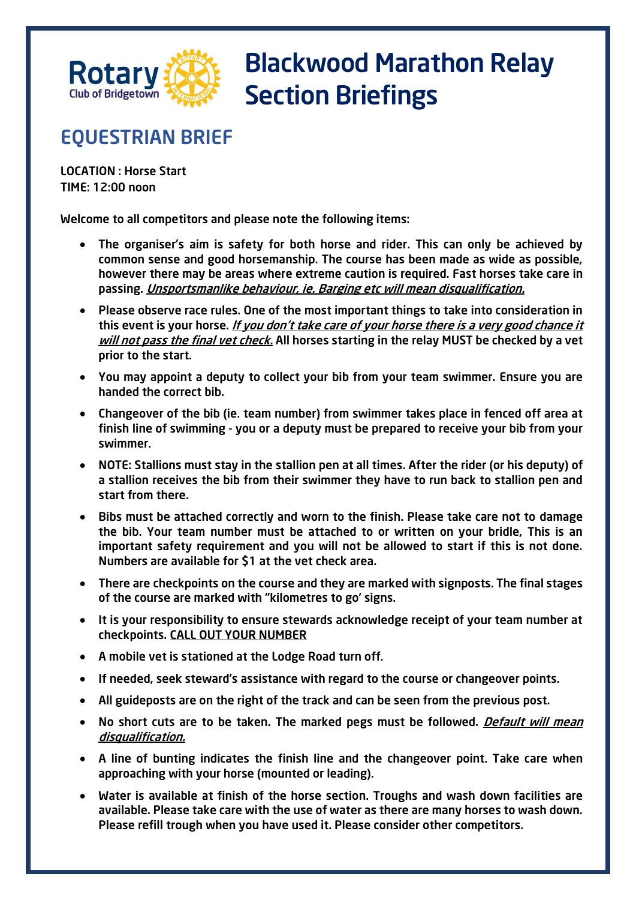# Blackwood Marathon Relay Section Briefings

## EQUESTRIAN BRIEF

LOCATION : Horse Start
TIME: 12:00 noon

Welcome to all competitors and please note the following items:

- The organiser's aim is safety for both horse and rider. This can only be achieved by common sense and good horsemanship. The course has been made as wide as possible, however there may be areas where extreme caution is required. Fast horses take care in passing. *Unsportsmanlike behaviour, ie. Barging etc will mean disqualification.*
- Please observe race rules. One of the most important things to take into consideration in this event is your horse. *If you don't take care of your horse there is a very good chance it will not pass the final vet check.* All horses starting in the relay MUST be checked by a vet prior to the start.
- You may appoint a deputy to collect your bib from your team swimmer. Ensure you are handed the correct bib.
- Changeover of the bib (ie. team number) from swimmer takes place in fenced off area at finish line of swimming - you or a deputy must be prepared to receive your bib from your swimmer.
- NOTE: Stallions must stay in the stallion pen at all times. After the rider (or his deputy) of a stallion receives the bib from their swimmer they have to run back to stallion pen and start from there.
- Bibs must be attached correctly and worn to the finish. Please take care not to damage the bib. Your team number must be attached to or written on your bridle, This is an important safety requirement and you will not be allowed to start if this is not done. Numbers are available for $1 at the vet check area.
- There are checkpoints on the course and they are marked with signposts. The final stages of the course are marked with "kilometres to go' signs.
- It is your responsibility to ensure stewards acknowledge receipt of your team number at checkpoints. CALL OUT YOUR NUMBER
- A mobile vet is stationed at the Lodge Road turn off.
- If needed, seek steward's assistance with regard to the course or changeover points.
- All guideposts are on the right of the track and can be seen from the previous post.
- No short cuts are to be taken. The marked pegs must be followed. *Default will mean disqualification.*
- A line of bunting indicates the finish line and the changeover point. Take care when approaching with your horse (mounted or leading).
- Water is available at finish of the horse section. Troughs and wash down facilities are available. Please take care with the use of water as there are many horses to wash down. Please refill trough when you have used it. Please consider other competitors.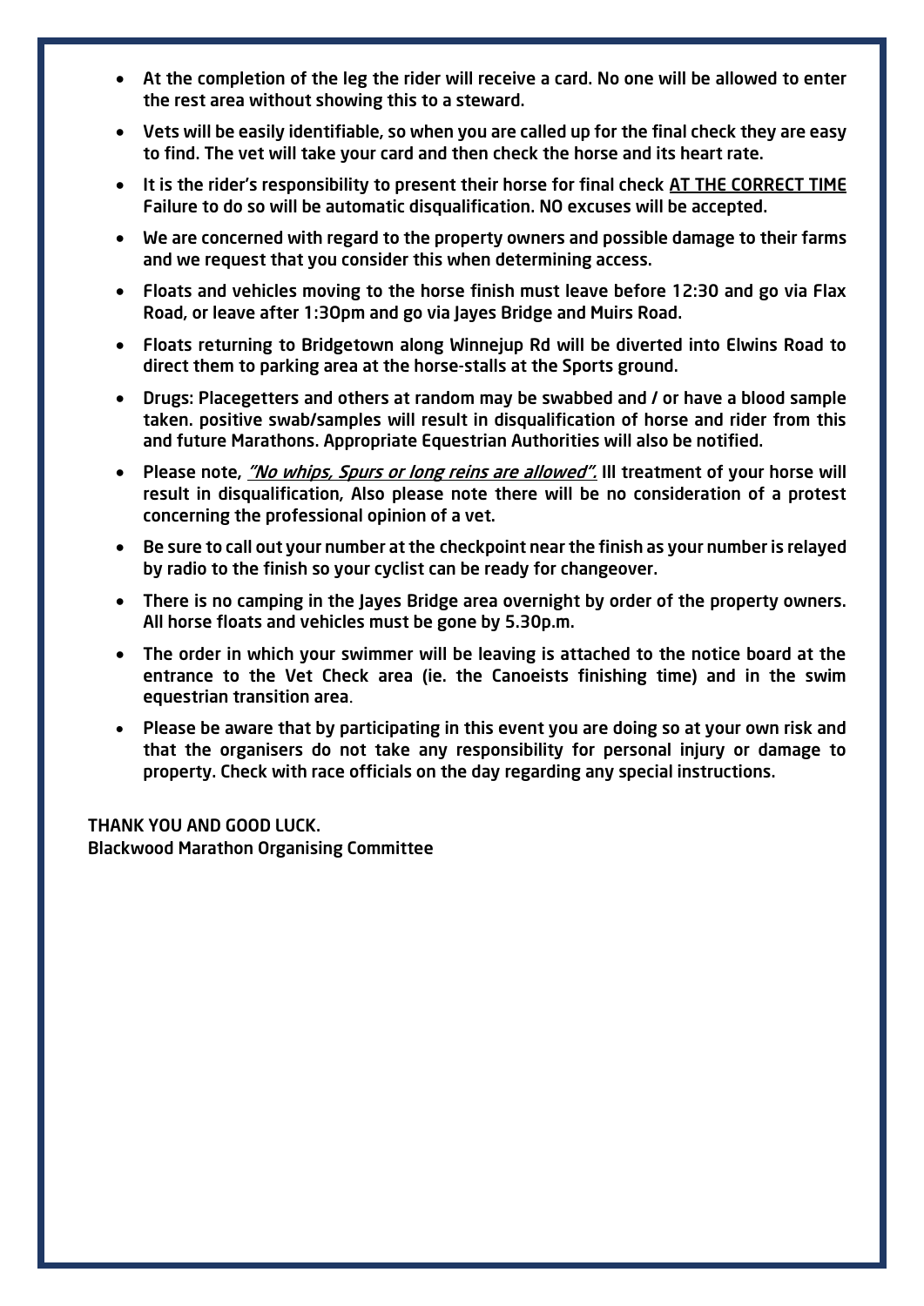- At the completion of the leg the rider will receive a card. No one will be allowed to enter the rest area without showing this to a steward.
- Vets will be easily identifiable, so when you are called up for the final check they are easy to find. The vet will take your card and then check the horse and its heart rate.
- It is the rider's responsibility to present their horse for final check AT THE CORRECT TIME Failure to do so will be automatic disqualification. NO excuses will be accepted.
- We are concerned with regard to the property owners and possible damage to their farms and we request that you consider this when determining access.
- Floats and vehicles moving to the horse finish must leave before 12:30 and go via Flax Road, or leave after 1:30pm and go via Jayes Bridge and Muirs Road.
- Floats returning to Bridgetown along Winnejup Rd will be diverted into Elwins Road to direct them to parking area at the horse-stalls at the Sports ground.
- Drugs: Placegetters and others at random may be swabbed and / or have a blood sample taken. positive swab/samples will result in disqualification of horse and rider from this and future Marathons. Appropriate Equestrian Authorities will also be notified.
- Please note, *"No whips, Spurs or long reins are allowed".* Ill treatment of your horse will result in disqualification, Also please note there will be no consideration of a protest concerning the professional opinion of a vet.
- Be sure to call out your number at the checkpoint near the finish as your number is relayed by radio to the finish so your cyclist can be ready for changeover.
- There is no camping in the Jayes Bridge area overnight by order of the property owners. All horse floats and vehicles must be gone by 5.30p.m.
- The order in which your swimmer will be leaving is attached to the notice board at the entrance to the Vet Check area (ie. the Canoeists finishing time) and in the swim equestrian transition area.
- Please be aware that by participating in this event you are doing so at your own risk and that the organisers do not take any responsibility for personal injury or damage to property. Check with race officials on the day regarding any special instructions.

THANK YOU AND GOOD LUCK.
Blackwood Marathon Organising Committee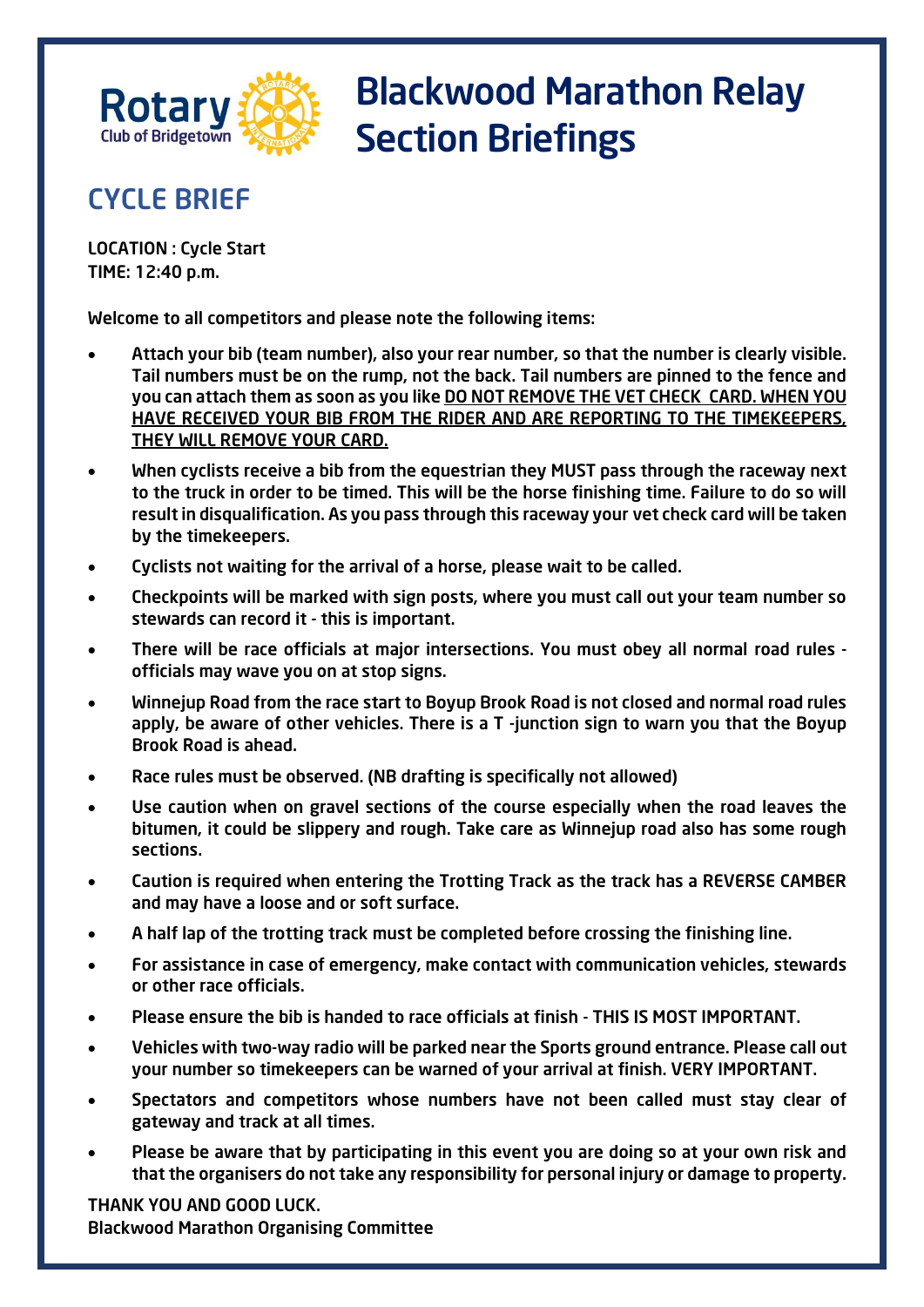Rotary Club of Bridgetown

# Blackwood Marathon Relay Section Briefings

## CYCLE BRIEF

LOCATION : Cycle Start
TIME: 12:40 p.m.

Welcome to all competitors and please note the following items:

- Attach your bib (team number), also your rear number, so that the number is clearly visible. Tail numbers must be on the rump, not the back. Tail numbers are pinned to the fence and you can attach them as soon as you like <u>DO NOT REMOVE THE VET CHECK CARD. WHEN YOU HAVE RECEIVED YOUR BIB FROM THE RIDER AND ARE REPORTING TO THE TIMEKEEPERS, THEY WILL REMOVE YOUR CARD.</u>
- When cyclists receive a bib from the equestrian they MUST pass through the raceway next to the truck in order to be timed. This will be the horse finishing time. Failure to do so will result in disqualification. As you pass through this raceway your vet check card will be taken by the timekeepers.
- Cyclists not waiting for the arrival of a horse, please wait to be called.
- Checkpoints will be marked with sign posts, where you must call out your team number so stewards can record it - this is important.
- There will be race officials at major intersections. You must obey all normal road rules - officials may wave you on at stop signs.
- Winnejup Road from the race start to Boyup Brook Road is not closed and normal road rules apply, be aware of other vehicles. There is a T -junction sign to warn you that the Boyup Brook Road is ahead.
- Race rules must be observed. (NB drafting is specifically not allowed)
- Use caution when on gravel sections of the course especially when the road leaves the bitumen, it could be slippery and rough. Take care as Winnejup road also has some rough sections.
- Caution is required when entering the Trotting Track as the track has a REVERSE CAMBER and may have a loose and or soft surface.
- A half lap of the trotting track must be completed before crossing the finishing line.
- For assistance in case of emergency, make contact with communication vehicles, stewards or other race officials.
- Please ensure the bib is handed to race officials at finish - THIS IS MOST IMPORTANT.
- Vehicles with two-way radio will be parked near the Sports ground entrance. Please call out your number so timekeepers can be warned of your arrival at finish. VERY IMPORTANT.
- Spectators and competitors whose numbers have not been called must stay clear of gateway and track at all times.
- Please be aware that by participating in this event you are doing so at your own risk and that the organisers do not take any responsibility for personal injury or damage to property.

THANK YOU AND GOOD LUCK.
Blackwood Marathon Organising Committee